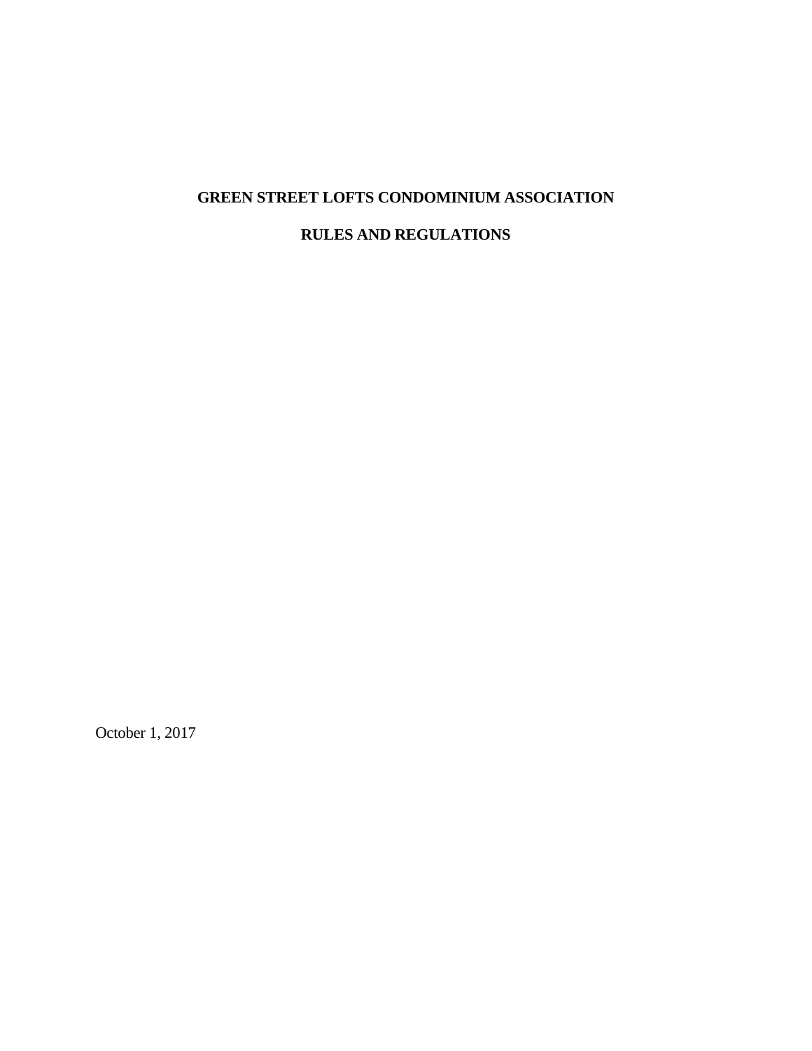# GREEN STREET LOFTS CONDOMINIUM ASSOCIATION

## RULES AND REGULATIONS

October 1, 2017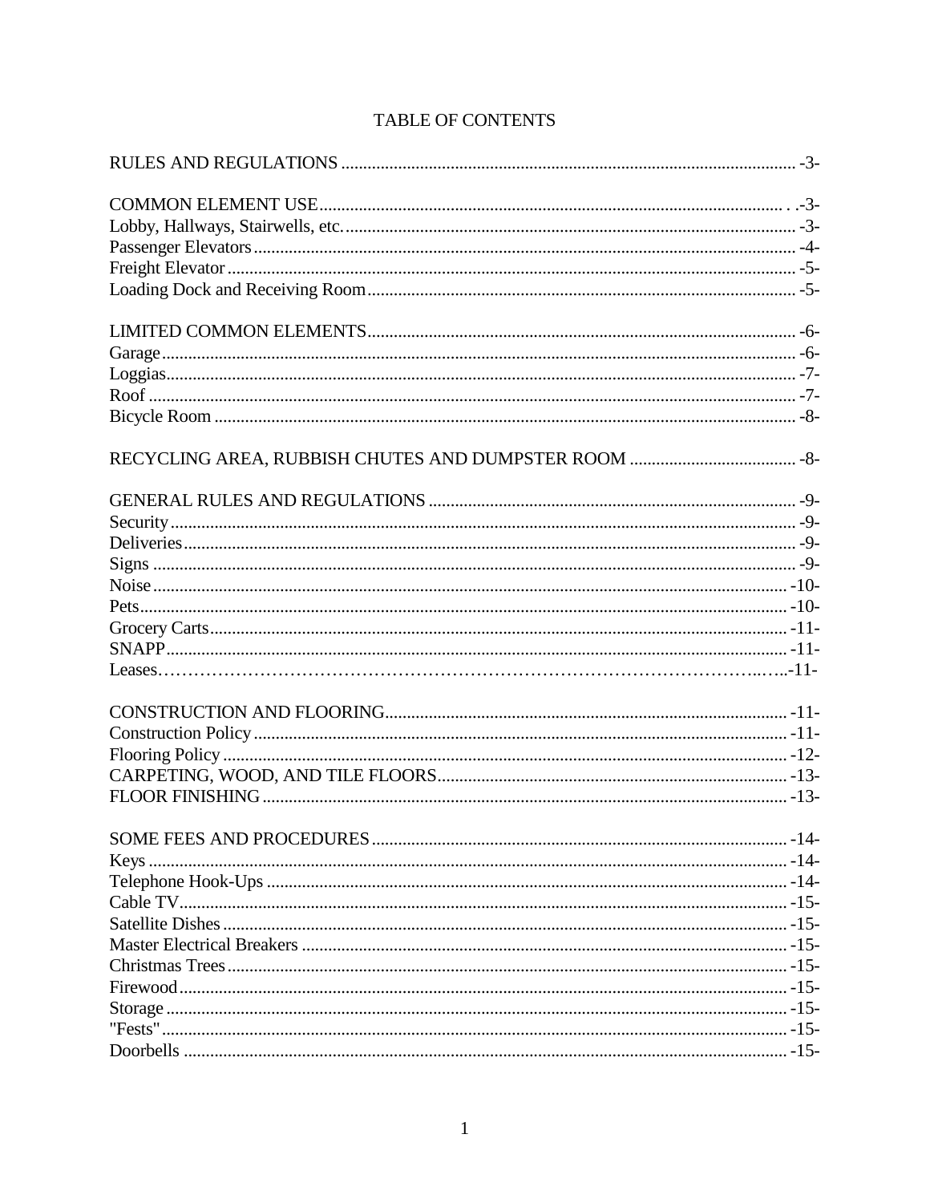# TABLE OF CONTENTS

RULES AND REGULATIONS ........ -3-

COMMON ELEMENT USE ........ -3-
Lobby, Hallways, Stairwells, etc. ........ -3-
Passenger Elevators ........ -4-
Freight Elevator ........ -5-
Loading Dock and Receiving Room ........ -5-

LIMITED COMMON ELEMENTS ........ -6-
Garage ........ -6-
Loggias ........ -7-
Roof ........ -7-
Bicycle Room ........ -8-

RECYCLING AREA, RUBBISH CHUTES AND DUMPSTER ROOM ........ -8-

GENERAL RULES AND REGULATIONS ........ -9-
Security ........ -9-
Deliveries ........ -9-
Signs ........ -9-
Noise ........ -10-
Pets ........ -10-
Grocery Carts ........ -11-
SNAPP ........ -11-
Leases ........ -11-

CONSTRUCTION AND FLOORING ........ -11-
Construction Policy ........ -11-
Flooring Policy ........ -12-
CARPETING, WOOD, AND TILE FLOORS ........ -13-
FLOOR FINISHING ........ -13-

SOME FEES AND PROCEDURES ........ -14-
Keys ........ -14-
Telephone Hook-Ups ........ -14-
Cable TV ........ -15-
Satellite Dishes ........ -15-
Master Electrical Breakers ........ -15-
Christmas Trees ........ -15-
Firewood ........ -15-
Storage ........ -15-
"Fests" ........ -15-
Doorbells ........ -15-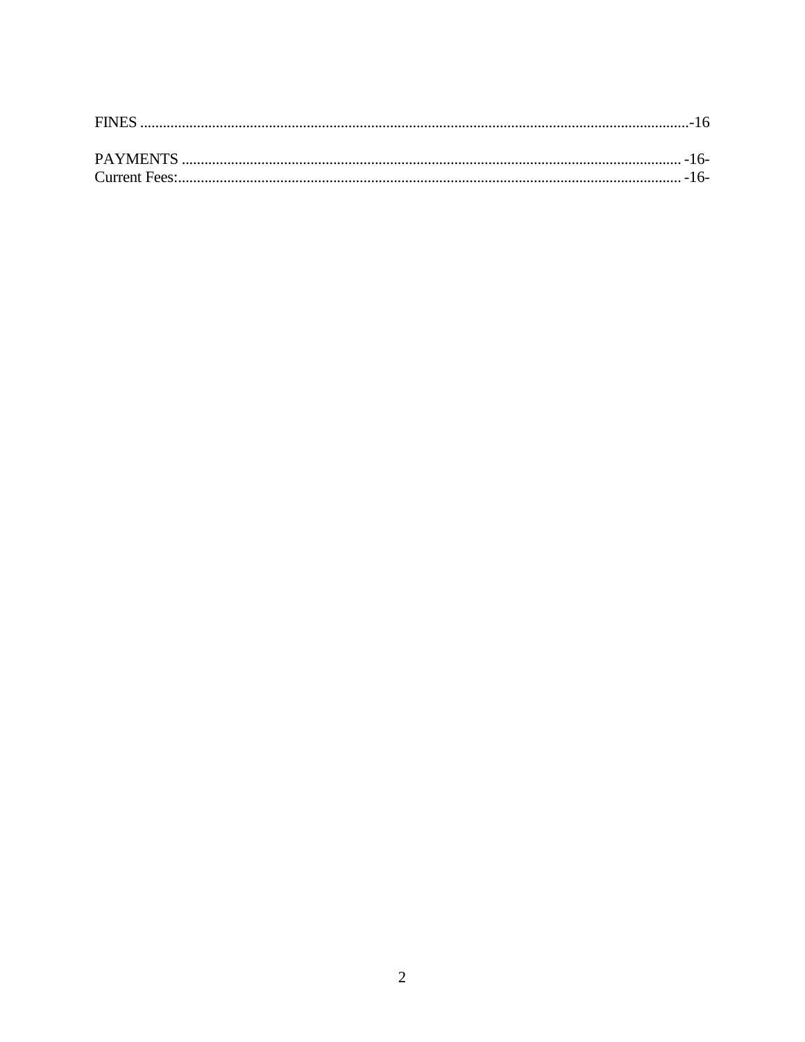FINES ....................................................................................................................................-16

PAYMENTS ........................................................................................................................ -16-
Current Fees:........................................................................................................................ -16-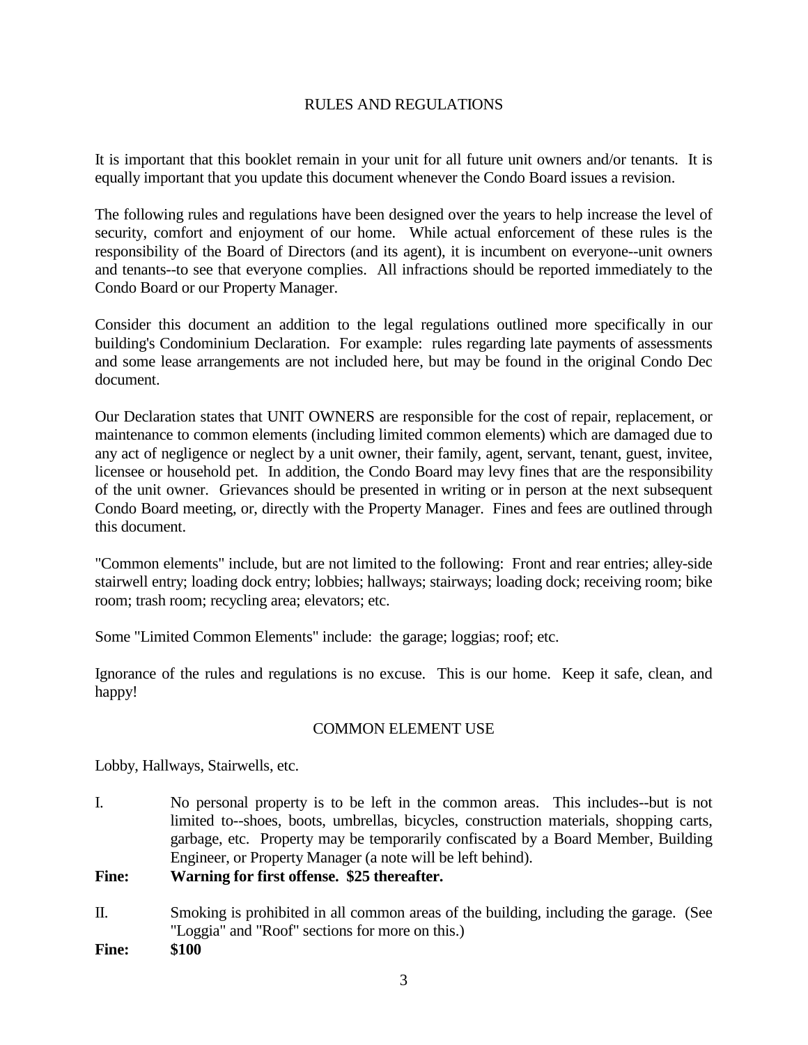## RULES AND REGULATIONS

It is important that this booklet remain in your unit for all future unit owners and/or tenants. It is equally important that you update this document whenever the Condo Board issues a revision.

The following rules and regulations have been designed over the years to help increase the level of security, comfort and enjoyment of our home. While actual enforcement of these rules is the responsibility of the Board of Directors (and its agent), it is incumbent on everyone--unit owners and tenants--to see that everyone complies. All infractions should be reported immediately to the Condo Board or our Property Manager.

Consider this document an addition to the legal regulations outlined more specifically in our building's Condominium Declaration. For example: rules regarding late payments of assessments and some lease arrangements are not included here, but may be found in the original Condo Dec document.

Our Declaration states that UNIT OWNERS are responsible for the cost of repair, replacement, or maintenance to common elements (including limited common elements) which are damaged due to any act of negligence or neglect by a unit owner, their family, agent, servant, tenant, guest, invitee, licensee or household pet. In addition, the Condo Board may levy fines that are the responsibility of the unit owner. Grievances should be presented in writing or in person at the next subsequent Condo Board meeting, or, directly with the Property Manager. Fines and fees are outlined through this document.

"Common elements" include, but are not limited to the following: Front and rear entries; alley-side stairwell entry; loading dock entry; lobbies; hallways; stairways; loading dock; receiving room; bike room; trash room; recycling area; elevators; etc.

Some "Limited Common Elements" include: the garage; loggias; roof; etc.

Ignorance of the rules and regulations is no excuse. This is our home. Keep it safe, clean, and happy!

## COMMON ELEMENT USE

Lobby, Hallways, Stairwells, etc.

I. No personal property is to be left in the common areas. This includes--but is not limited to--shoes, boots, umbrellas, bicycles, construction materials, shopping carts, garbage, etc. Property may be temporarily confiscated by a Board Member, Building Engineer, or Property Manager (a note will be left behind).

**Fine: Warning for first offense. $25 thereafter.**

II. Smoking is prohibited in all common areas of the building, including the garage. (See "Loggia" and "Roof" sections for more on this.)

**Fine: $100**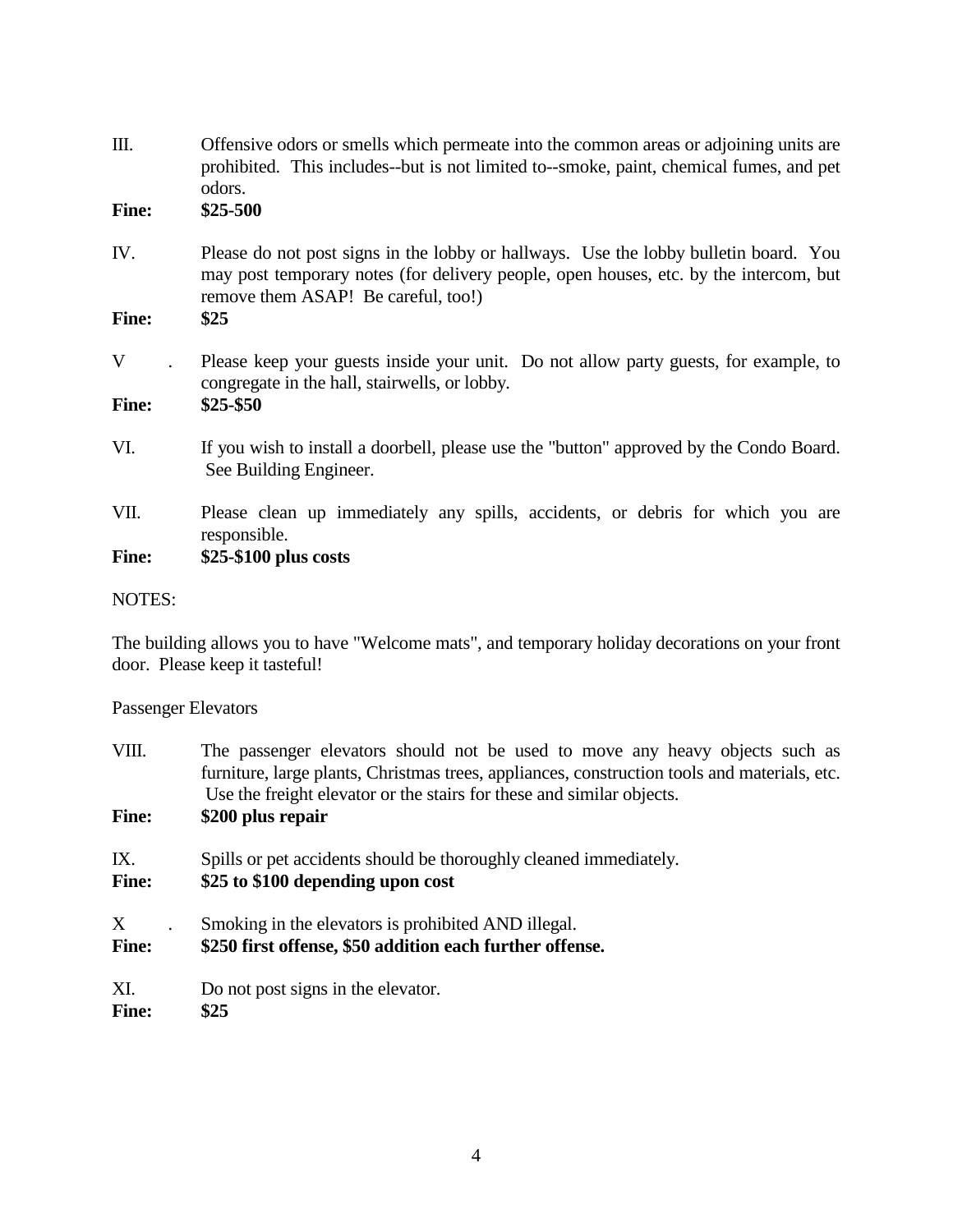III. Offensive odors or smells which permeate into the common areas or adjoining units are prohibited. This includes--but is not limited to--smoke, paint, chemical fumes, and pet odors.

**Fine: $25-500**

IV. Please do not post signs in the lobby or hallways. Use the lobby bulletin board. You may post temporary notes (for delivery people, open houses, etc. by the intercom, but remove them ASAP! Be careful, too!)

**Fine: $25**

V. Please keep your guests inside your unit. Do not allow party guests, for example, to congregate in the hall, stairwells, or lobby.

**Fine: $25-$50**

VI. If you wish to install a doorbell, please use the "button" approved by the Condo Board. See Building Engineer.

VII. Please clean up immediately any spills, accidents, or debris for which you are responsible.

**Fine: $25-$100 plus costs**

NOTES:

The building allows you to have "Welcome mats", and temporary holiday decorations on your front door. Please keep it tasteful!

Passenger Elevators

VIII. The passenger elevators should not be used to move any heavy objects such as furniture, large plants, Christmas trees, appliances, construction tools and materials, etc. Use the freight elevator or the stairs for these and similar objects.

**Fine: $200 plus repair**

IX. Spills or pet accidents should be thoroughly cleaned immediately.

**Fine: $25 to $100 depending upon cost**

X. Smoking in the elevators is prohibited AND illegal.

**Fine: $250 first offense, $50 addition each further offense.**

XI. Do not post signs in the elevator.

**Fine: $25**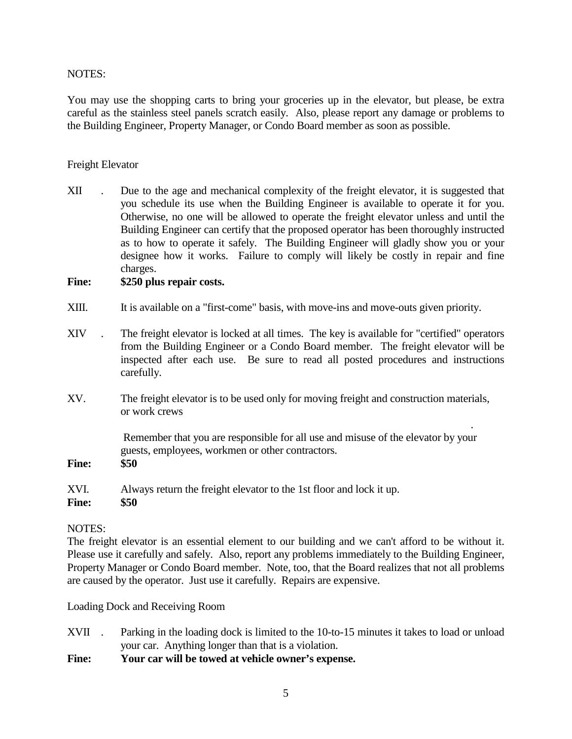NOTES:

You may use the shopping carts to bring your groceries up in the elevator, but please, be extra careful as the stainless steel panels scratch easily. Also, please report any damage or problems to the Building Engineer, Property Manager, or Condo Board member as soon as possible.

Freight Elevator

XII . Due to the age and mechanical complexity of the freight elevator, it is suggested that you schedule its use when the Building Engineer is available to operate it for you. Otherwise, no one will be allowed to operate the freight elevator unless and until the Building Engineer can certify that the proposed operator has been thoroughly instructed as to how to operate it safely. The Building Engineer will gladly show you or your designee how it works. Failure to comply will likely be costly in repair and fine charges.

**Fine: $250 plus repair costs.**

XIII. It is available on a "first-come" basis, with move-ins and move-outs given priority.

XIV . The freight elevator is locked at all times. The key is available for "certified" operators from the Building Engineer or a Condo Board member. The freight elevator will be inspected after each use. Be sure to read all posted procedures and instructions carefully.

XV. The freight elevator is to be used only for moving freight and construction materials, or work crews

.

Remember that you are responsible for all use and misuse of the elevator by your guests, employees, workmen or other contractors.

**Fine: $50**

XVI. Always return the freight elevator to the 1st floor and lock it up.

**Fine: $50**

NOTES:

The freight elevator is an essential element to our building and we can't afford to be without it. Please use it carefully and safely. Also, report any problems immediately to the Building Engineer, Property Manager or Condo Board member. Note, too, that the Board realizes that not all problems are caused by the operator. Just use it carefully. Repairs are expensive.

Loading Dock and Receiving Room

XVII . Parking in the loading dock is limited to the 10-to-15 minutes it takes to load or unload your car. Anything longer than that is a violation.

**Fine: Your car will be towed at vehicle owner's expense.**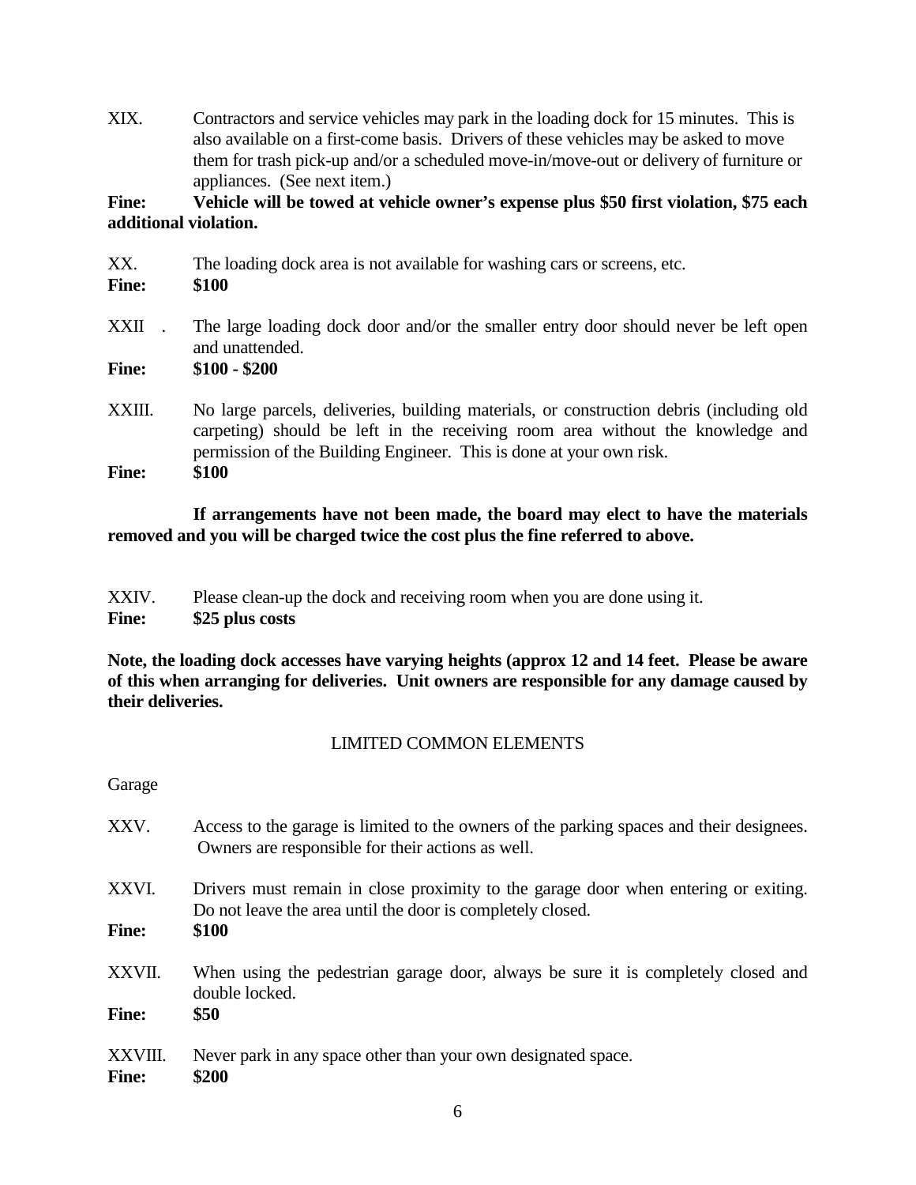XIX. Contractors and service vehicles may park in the loading dock for 15 minutes. This is also available on a first-come basis. Drivers of these vehicles may be asked to move them for trash pick-up and/or a scheduled move-in/move-out or delivery of furniture or appliances. (See next item.)

**Fine: Vehicle will be towed at vehicle owner's expense plus $50 first violation, $75 each additional violation.**

XX. The loading dock area is not available for washing cars or screens, etc.

**Fine: $100**

XXII . The large loading dock door and/or the smaller entry door should never be left open and unattended.

**Fine: $100 - $200**

XXIII. No large parcels, deliveries, building materials, or construction debris (including old carpeting) should be left in the receiving room area without the knowledge and permission of the Building Engineer. This is done at your own risk.

**Fine: $100**

**If arrangements have not been made, the board may elect to have the materials removed and you will be charged twice the cost plus the fine referred to above.**

XXIV. Please clean-up the dock and receiving room when you are done using it.

**Fine: $25 plus costs**

**Note, the loading dock accesses have varying heights (approx 12 and 14 feet. Please be aware of this when arranging for deliveries. Unit owners are responsible for any damage caused by their deliveries.**

## LIMITED COMMON ELEMENTS

Garage

XXV. Access to the garage is limited to the owners of the parking spaces and their designees. Owners are responsible for their actions as well.

XXVI. Drivers must remain in close proximity to the garage door when entering or exiting. Do not leave the area until the door is completely closed.

**Fine: $100**

XXVII. When using the pedestrian garage door, always be sure it is completely closed and double locked.

**Fine: $50**

XXVIII. Never park in any space other than your own designated space.

**Fine: $200**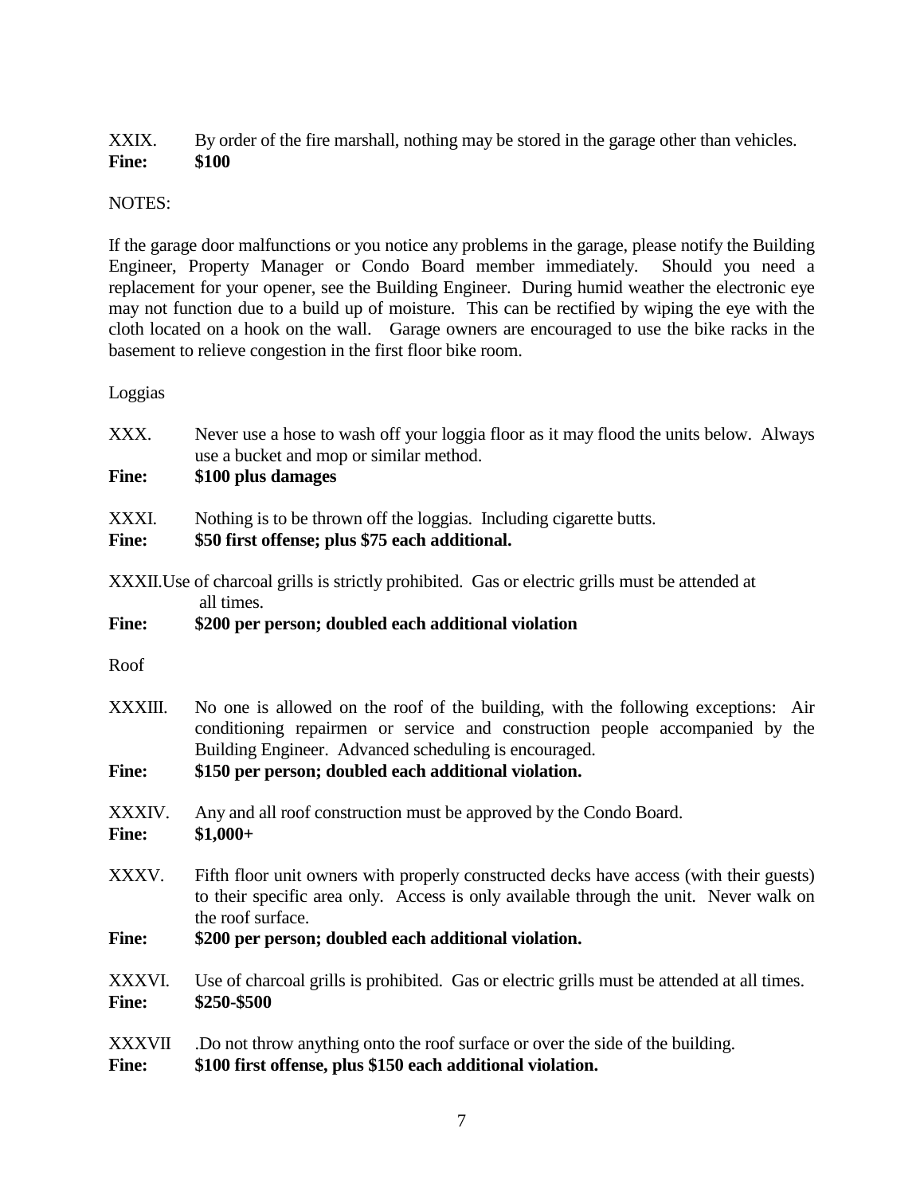XXIX. By order of the fire marshall, nothing may be stored in the garage other than vehicles.
**Fine: $100**

NOTES:

If the garage door malfunctions or you notice any problems in the garage, please notify the Building Engineer, Property Manager or Condo Board member immediately. Should you need a replacement for your opener, see the Building Engineer. During humid weather the electronic eye may not function due to a build up of moisture. This can be rectified by wiping the eye with the cloth located on a hook on the wall. Garage owners are encouraged to use the bike racks in the basement to relieve congestion in the first floor bike room.

Loggias

XXX. Never use a hose to wash off your loggia floor as it may flood the units below. Always use a bucket and mop or similar method.
**Fine: $100 plus damages**

XXXI. Nothing is to be thrown off the loggias. Including cigarette butts.
**Fine: $50 first offense; plus $75 each additional.**

XXXII.Use of charcoal grills is strictly prohibited. Gas or electric grills must be attended at all times.
**Fine: $200 per person; doubled each additional violation**

Roof

XXXIII. No one is allowed on the roof of the building, with the following exceptions: Air conditioning repairmen or service and construction people accompanied by the Building Engineer. Advanced scheduling is encouraged.
**Fine: $150 per person; doubled each additional violation.**

XXXIV. Any and all roof construction must be approved by the Condo Board.
**Fine: $1,000+**

XXXV. Fifth floor unit owners with properly constructed decks have access (with their guests) to their specific area only. Access is only available through the unit. Never walk on the roof surface.
**Fine: $200 per person; doubled each additional violation.**

XXXVI. Use of charcoal grills is prohibited. Gas or electric grills must be attended at all times.
**Fine: $250-$500**

XXXVII .Do not throw anything onto the roof surface or over the side of the building.
**Fine: $100 first offense, plus $150 each additional violation.**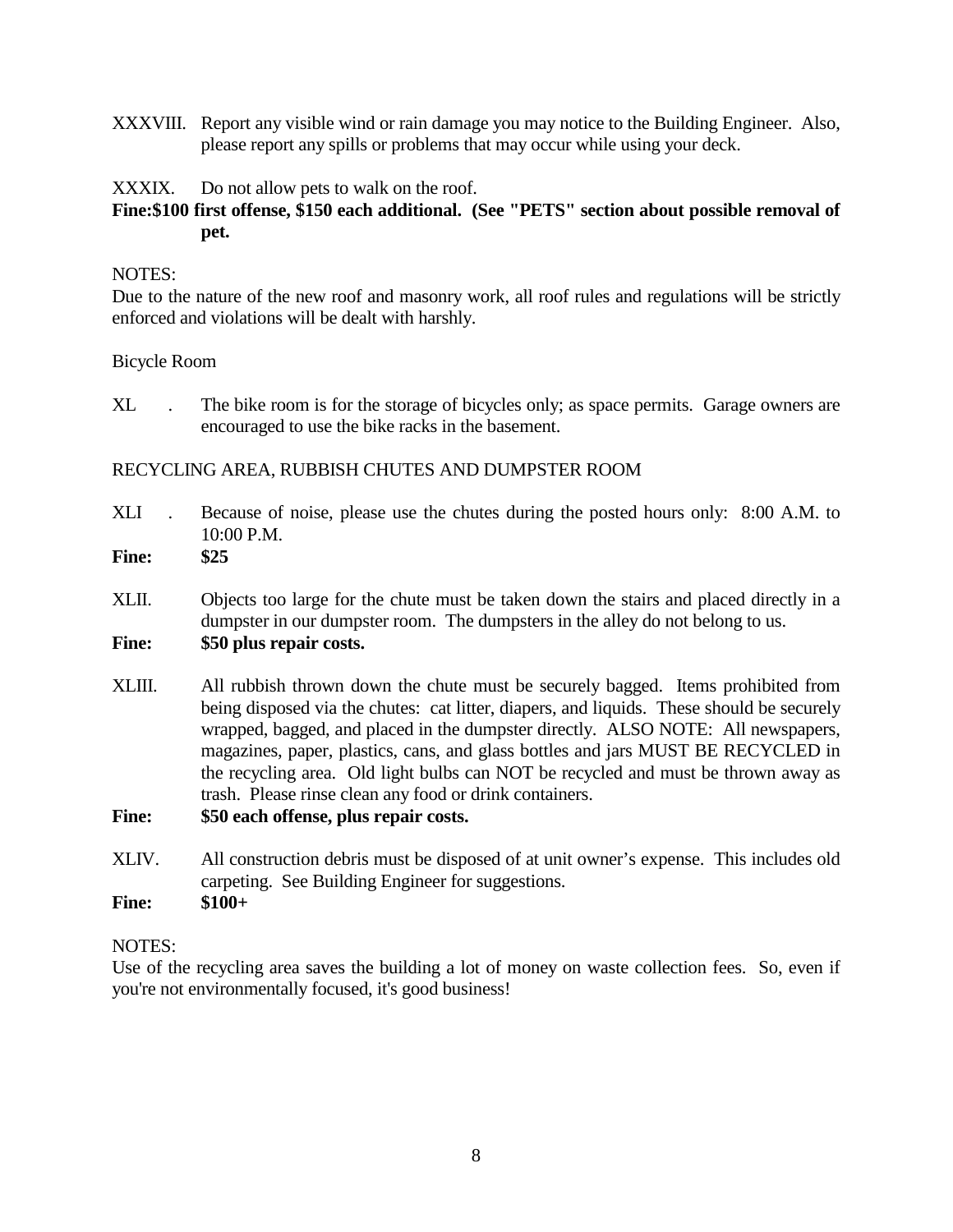XXXVIII. Report any visible wind or rain damage you may notice to the Building Engineer. Also, please report any spills or problems that may occur while using your deck.

XXXIX. Do not allow pets to walk on the roof.

**Fine:$100 first offense, $150 each additional. (See "PETS" section about possible removal of pet.**

NOTES:
Due to the nature of the new roof and masonry work, all roof rules and regulations will be strictly enforced and violations will be dealt with harshly.

Bicycle Room

XL . The bike room is for the storage of bicycles only; as space permits. Garage owners are encouraged to use the bike racks in the basement.

RECYCLING AREA, RUBBISH CHUTES AND DUMPSTER ROOM

XLI . Because of noise, please use the chutes during the posted hours only: 8:00 A.M. to 10:00 P.M.

**Fine: $25**

XLII. Objects too large for the chute must be taken down the stairs and placed directly in a dumpster in our dumpster room. The dumpsters in the alley do not belong to us.

**Fine: $50 plus repair costs.**

XLIII. All rubbish thrown down the chute must be securely bagged. Items prohibited from being disposed via the chutes: cat litter, diapers, and liquids. These should be securely wrapped, bagged, and placed in the dumpster directly. ALSO NOTE: All newspapers, magazines, paper, plastics, cans, and glass bottles and jars MUST BE RECYCLED in the recycling area. Old light bulbs can NOT be recycled and must be thrown away as trash. Please rinse clean any food or drink containers.

**Fine: $50 each offense, plus repair costs.**

XLIV. All construction debris must be disposed of at unit owner's expense. This includes old carpeting. See Building Engineer for suggestions.

**Fine: $100+**

NOTES:
Use of the recycling area saves the building a lot of money on waste collection fees. So, even if you're not environmentally focused, it's good business!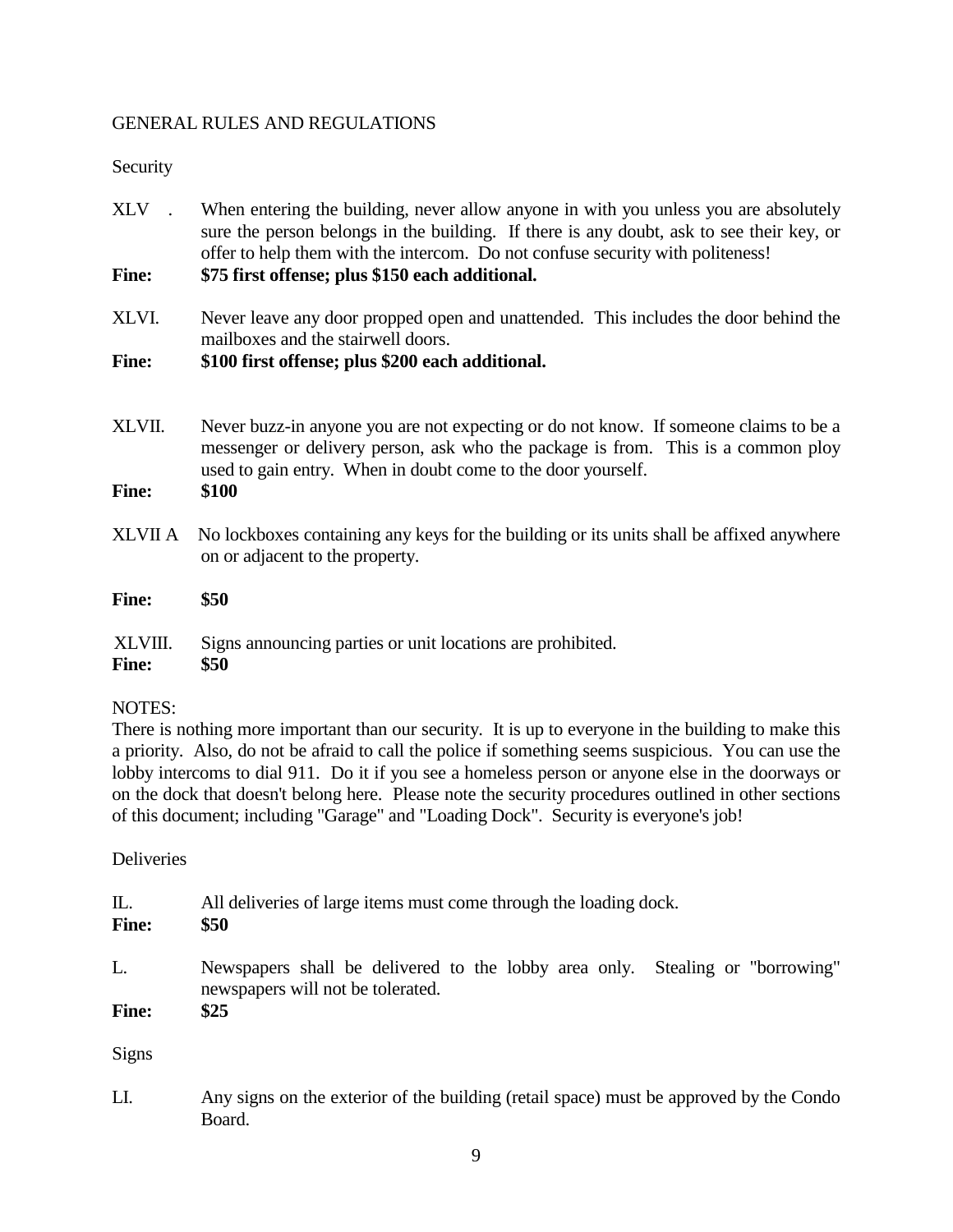## GENERAL RULES AND REGULATIONS

### Security

XLV . When entering the building, never allow anyone in with you unless you are absolutely sure the person belongs in the building. If there is any doubt, ask to see their key, or offer to help them with the intercom. Do not confuse security with politeness!

**Fine: $75 first offense; plus $150 each additional.**

XLVI. Never leave any door propped open and unattended. This includes the door behind the mailboxes and the stairwell doors.

**Fine: $100 first offense; plus $200 each additional.**

XLVII. Never buzz-in anyone you are not expecting or do not know. If someone claims to be a messenger or delivery person, ask who the package is from. This is a common ploy used to gain entry. When in doubt come to the door yourself.

**Fine: $100**

XLVII A No lockboxes containing any keys for the building or its units shall be affixed anywhere on or adjacent to the property.

**Fine: $50**

XLVIII. Signs announcing parties or unit locations are prohibited.

**Fine: $50**

NOTES:
There is nothing more important than our security. It is up to everyone in the building to make this a priority. Also, do not be afraid to call the police if something seems suspicious. You can use the lobby intercoms to dial 911. Do it if you see a homeless person or anyone else in the doorways or on the dock that doesn't belong here. Please note the security procedures outlined in other sections of this document; including "Garage" and "Loading Dock". Security is everyone's job!

### Deliveries

IL. All deliveries of large items must come through the loading dock.

**Fine: $50**

L. Newspapers shall be delivered to the lobby area only. Stealing or "borrowing" newspapers will not be tolerated.

**Fine: $25**

### Signs

LI. Any signs on the exterior of the building (retail space) must be approved by the Condo Board.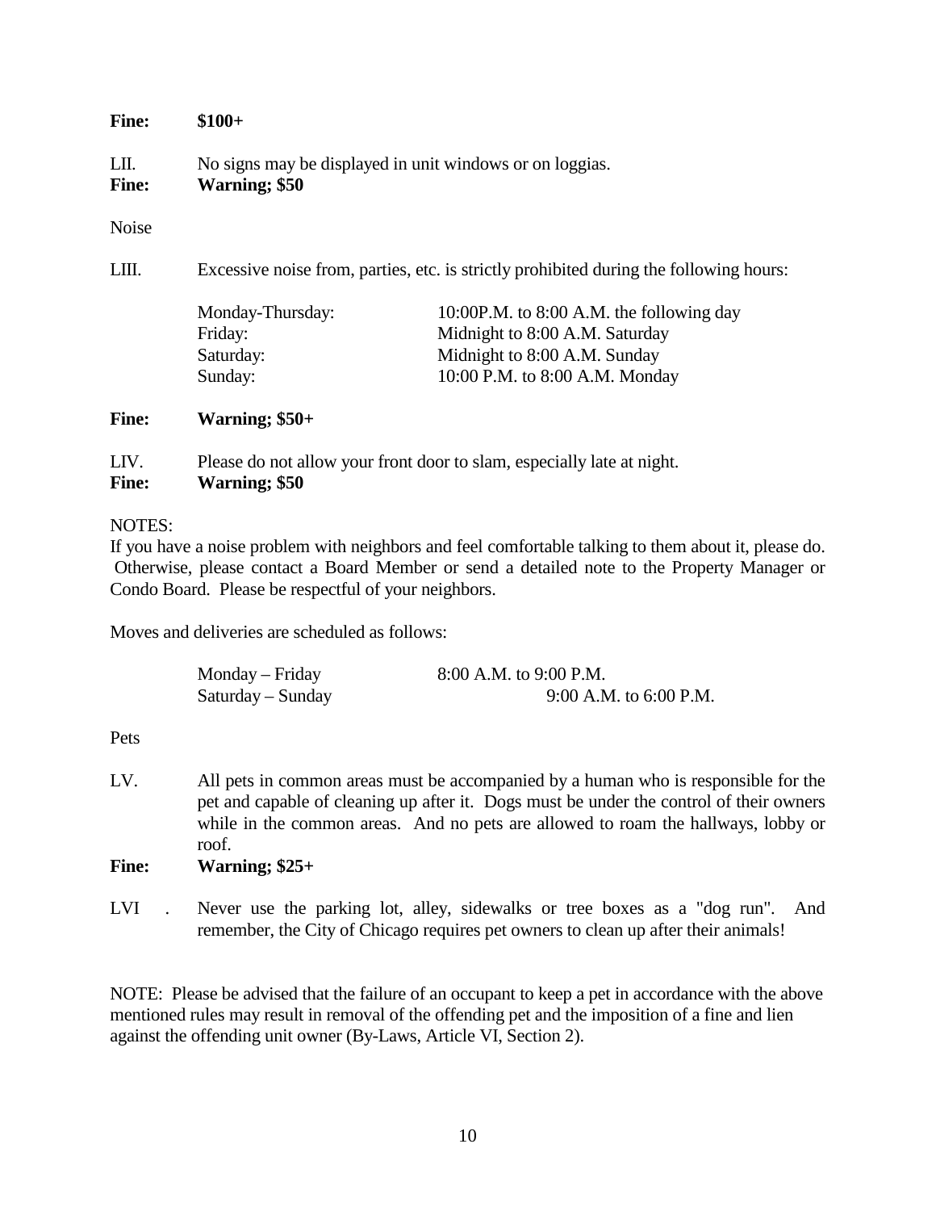**Fine:** **$100+**

LII. No signs may be displayed in unit windows or on loggias.
**Fine:** **Warning; $50**

Noise

LIII. Excessive noise from, parties, etc. is strictly prohibited during the following hours:

| | |
|---|---|
| Monday-Thursday: | 10:00P.M. to 8:00 A.M. the following day |
| Friday: | Midnight to 8:00 A.M. Saturday |
| Saturday: | Midnight to 8:00 A.M. Sunday |
| Sunday: | 10:00 P.M. to 8:00 A.M. Monday |

**Fine:** **Warning; $50+**

LIV. Please do not allow your front door to slam, especially late at night.
**Fine:** **Warning; $50**

NOTES:
If you have a noise problem with neighbors and feel comfortable talking to them about it, please do. Otherwise, please contact a Board Member or send a detailed note to the Property Manager or Condo Board. Please be respectful of your neighbors.

Moves and deliveries are scheduled as follows:

| | |
|---|---|
| Monday – Friday | 8:00 A.M. to 9:00 P.M. |
| Saturday – Sunday | 9:00 A.M. to 6:00 P.M. |

Pets

LV. All pets in common areas must be accompanied by a human who is responsible for the pet and capable of cleaning up after it. Dogs must be under the control of their owners while in the common areas. And no pets are allowed to roam the hallways, lobby or roof.
**Fine:** **Warning; $25+**

LVI . Never use the parking lot, alley, sidewalks or tree boxes as a "dog run". And remember, the City of Chicago requires pet owners to clean up after their animals!

NOTE: Please be advised that the failure of an occupant to keep a pet in accordance with the above mentioned rules may result in removal of the offending pet and the imposition of a fine and lien against the offending unit owner (By-Laws, Article VI, Section 2).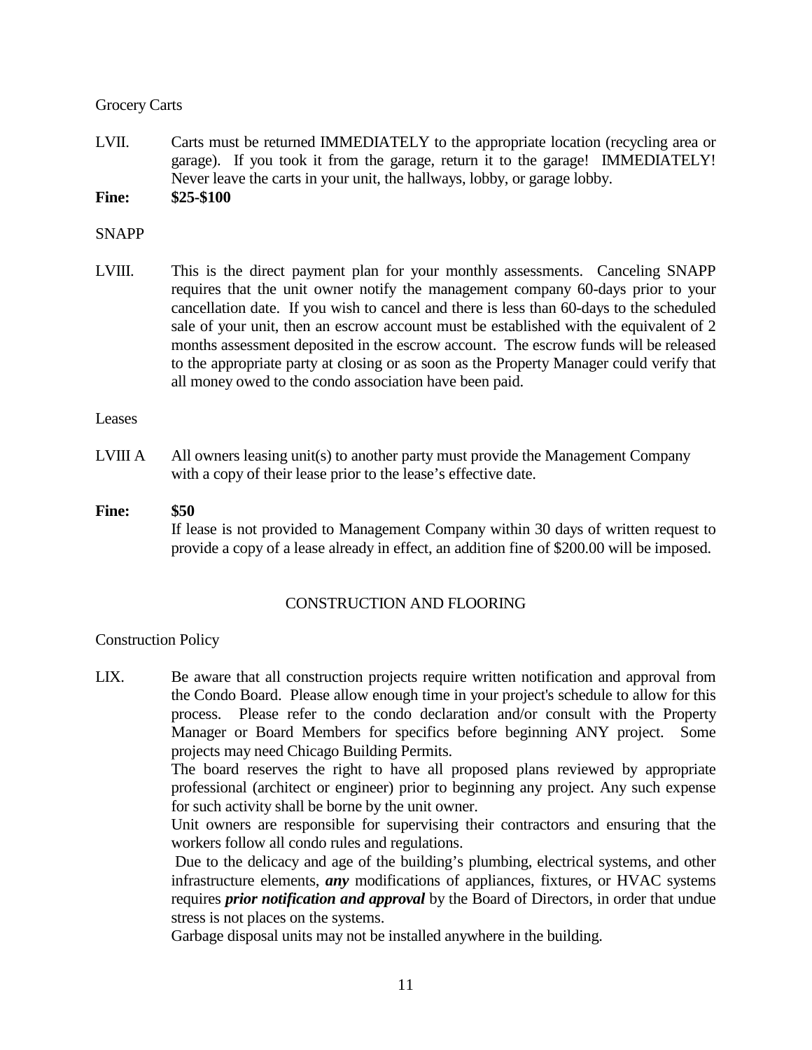Grocery Carts

LVII. Carts must be returned IMMEDIATELY to the appropriate location (recycling area or garage). If you took it from the garage, return it to the garage! IMMEDIATELY! Never leave the carts in your unit, the hallways, lobby, or garage lobby.

**Fine: $25-$100**

SNAPP

LVIII. This is the direct payment plan for your monthly assessments. Canceling SNAPP requires that the unit owner notify the management company 60-days prior to your cancellation date. If you wish to cancel and there is less than 60-days to the scheduled sale of your unit, then an escrow account must be established with the equivalent of 2 months assessment deposited in the escrow account. The escrow funds will be released to the appropriate party at closing or as soon as the Property Manager could verify that all money owed to the condo association have been paid.

Leases

LVIII A All owners leasing unit(s) to another party must provide the Management Company with a copy of their lease prior to the lease's effective date.

**Fine: $50**

If lease is not provided to Management Company within 30 days of written request to provide a copy of a lease already in effect, an addition fine of $200.00 will be imposed.

## CONSTRUCTION AND FLOORING

Construction Policy

LIX. Be aware that all construction projects require written notification and approval from the Condo Board. Please allow enough time in your project's schedule to allow for this process. Please refer to the condo declaration and/or consult with the Property Manager or Board Members for specifics before beginning ANY project. Some projects may need Chicago Building Permits.

The board reserves the right to have all proposed plans reviewed by appropriate professional (architect or engineer) prior to beginning any project. Any such expense for such activity shall be borne by the unit owner.

Unit owners are responsible for supervising their contractors and ensuring that the workers follow all condo rules and regulations.

Due to the delicacy and age of the building's plumbing, electrical systems, and other infrastructure elements, ***any*** modifications of appliances, fixtures, or HVAC systems requires ***prior notification and approval*** by the Board of Directors, in order that undue stress is not places on the systems.

Garbage disposal units may not be installed anywhere in the building.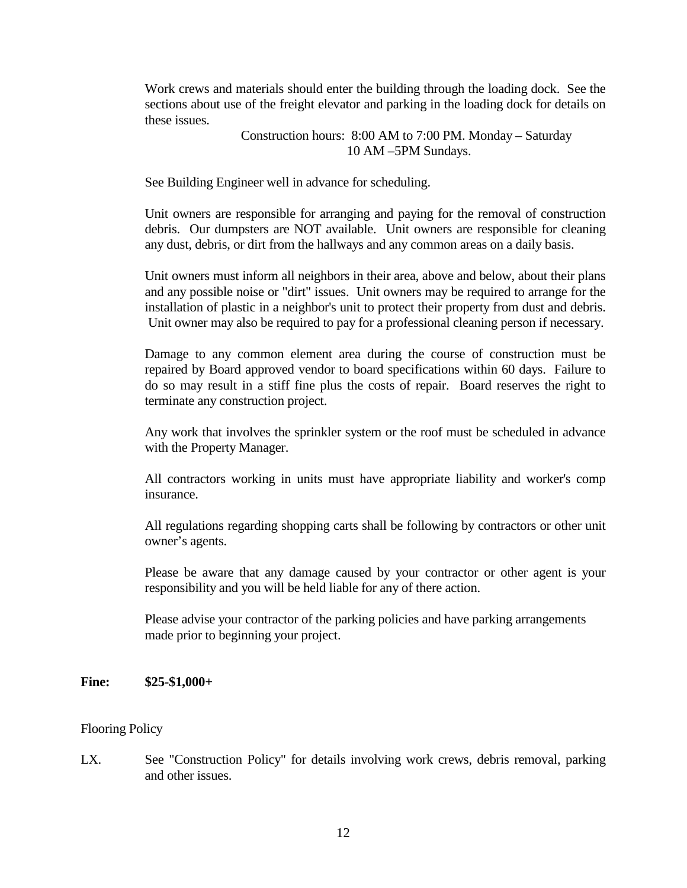Work crews and materials should enter the building through the loading dock. See the sections about use of the freight elevator and parking in the loading dock for details on these issues.

Construction hours: 8:00 AM to 7:00 PM. Monday – Saturday
10 AM –5PM Sundays.

See Building Engineer well in advance for scheduling.

Unit owners are responsible for arranging and paying for the removal of construction debris. Our dumpsters are NOT available. Unit owners are responsible for cleaning any dust, debris, or dirt from the hallways and any common areas on a daily basis.

Unit owners must inform all neighbors in their area, above and below, about their plans and any possible noise or "dirt" issues. Unit owners may be required to arrange for the installation of plastic in a neighbor's unit to protect their property from dust and debris. Unit owner may also be required to pay for a professional cleaning person if necessary.

Damage to any common element area during the course of construction must be repaired by Board approved vendor to board specifications within 60 days. Failure to do so may result in a stiff fine plus the costs of repair. Board reserves the right to terminate any construction project.

Any work that involves the sprinkler system or the roof must be scheduled in advance with the Property Manager.

All contractors working in units must have appropriate liability and worker's comp insurance.

All regulations regarding shopping carts shall be following by contractors or other unit owner's agents.

Please be aware that any damage caused by your contractor or other agent is your responsibility and you will be held liable for any of there action.

Please advise your contractor of the parking policies and have parking arrangements made prior to beginning your project.

**Fine: $25-$1,000+**

Flooring Policy

LX. See "Construction Policy" for details involving work crews, debris removal, parking and other issues.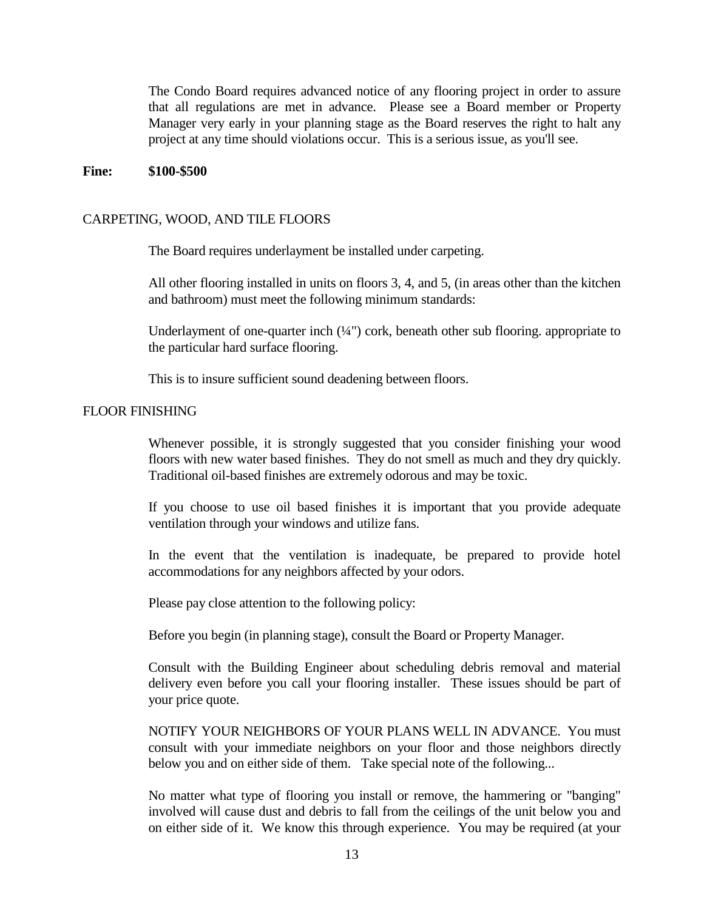The Condo Board requires advanced notice of any flooring project in order to assure that all regulations are met in advance. Please see a Board member or Property Manager very early in your planning stage as the Board reserves the right to halt any project at any time should violations occur. This is a serious issue, as you'll see.

**Fine: $100-$500**

## CARPETING, WOOD, AND TILE FLOORS

The Board requires underlayment be installed under carpeting.

All other flooring installed in units on floors 3, 4, and 5, (in areas other than the kitchen and bathroom) must meet the following minimum standards:

Underlayment of one-quarter inch (¼") cork, beneath other sub flooring. appropriate to the particular hard surface flooring.

This is to insure sufficient sound deadening between floors.

## FLOOR FINISHING

Whenever possible, it is strongly suggested that you consider finishing your wood floors with new water based finishes. They do not smell as much and they dry quickly. Traditional oil-based finishes are extremely odorous and may be toxic.

If you choose to use oil based finishes it is important that you provide adequate ventilation through your windows and utilize fans.

In the event that the ventilation is inadequate, be prepared to provide hotel accommodations for any neighbors affected by your odors.

Please pay close attention to the following policy:

Before you begin (in planning stage), consult the Board or Property Manager.

Consult with the Building Engineer about scheduling debris removal and material delivery even before you call your flooring installer. These issues should be part of your price quote.

NOTIFY YOUR NEIGHBORS OF YOUR PLANS WELL IN ADVANCE. You must consult with your immediate neighbors on your floor and those neighbors directly below you and on either side of them. Take special note of the following...

No matter what type of flooring you install or remove, the hammering or "banging" involved will cause dust and debris to fall from the ceilings of the unit below you and on either side of it. We know this through experience. You may be required (at your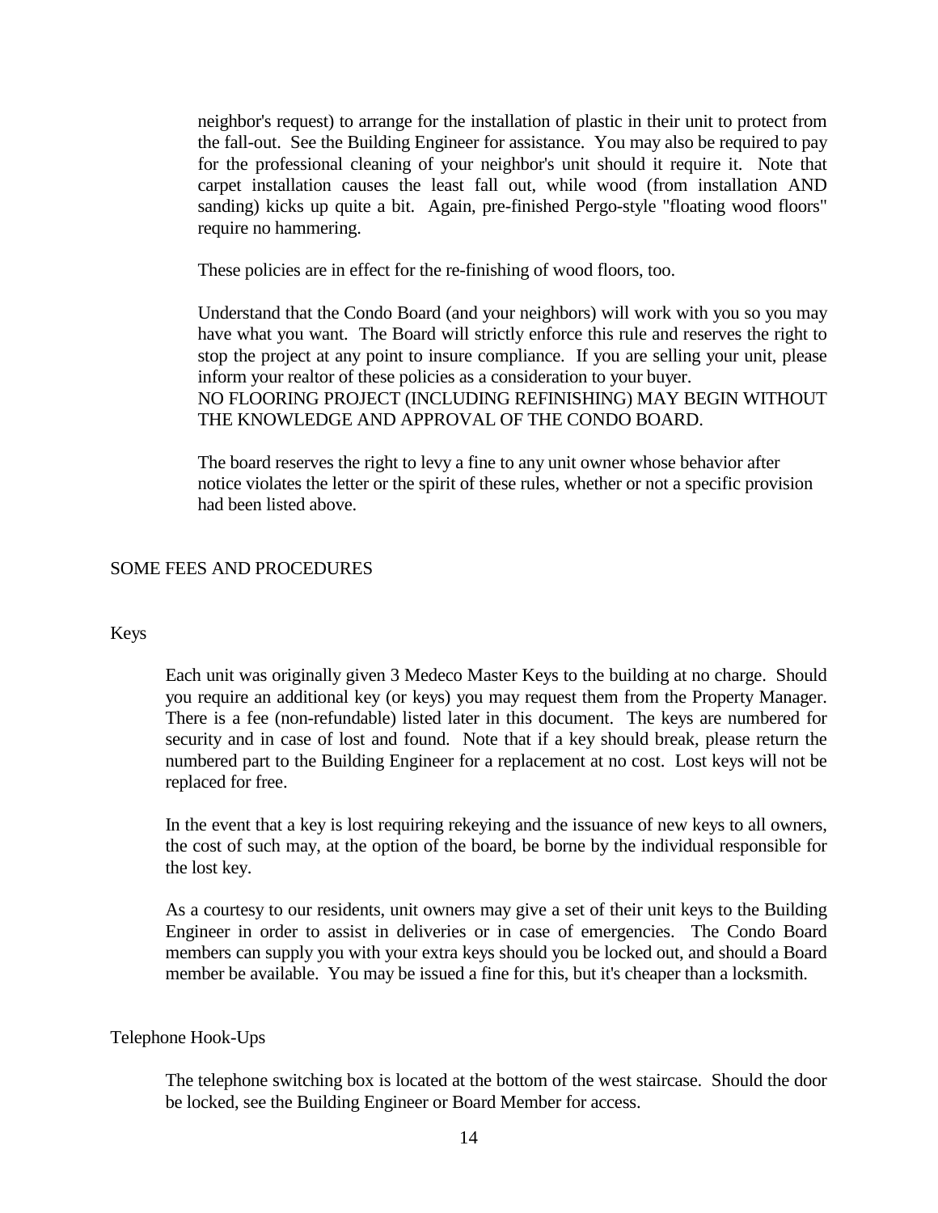neighbor's request) to arrange for the installation of plastic in their unit to protect from the fall-out. See the Building Engineer for assistance. You may also be required to pay for the professional cleaning of your neighbor's unit should it require it. Note that carpet installation causes the least fall out, while wood (from installation AND sanding) kicks up quite a bit. Again, pre-finished Pergo-style "floating wood floors" require no hammering.

These policies are in effect for the re-finishing of wood floors, too.

Understand that the Condo Board (and your neighbors) will work with you so you may have what you want. The Board will strictly enforce this rule and reserves the right to stop the project at any point to insure compliance. If you are selling your unit, please inform your realtor of these policies as a consideration to your buyer.
NO FLOORING PROJECT (INCLUDING REFINISHING) MAY BEGIN WITHOUT THE KNOWLEDGE AND APPROVAL OF THE CONDO BOARD.

The board reserves the right to levy a fine to any unit owner whose behavior after notice violates the letter or the spirit of these rules, whether or not a specific provision had been listed above.

## SOME FEES AND PROCEDURES

### Keys

Each unit was originally given 3 Medeco Master Keys to the building at no charge. Should you require an additional key (or keys) you may request them from the Property Manager. There is a fee (non-refundable) listed later in this document. The keys are numbered for security and in case of lost and found. Note that if a key should break, please return the numbered part to the Building Engineer for a replacement at no cost. Lost keys will not be replaced for free.

In the event that a key is lost requiring rekeying and the issuance of new keys to all owners, the cost of such may, at the option of the board, be borne by the individual responsible for the lost key.

As a courtesy to our residents, unit owners may give a set of their unit keys to the Building Engineer in order to assist in deliveries or in case of emergencies. The Condo Board members can supply you with your extra keys should you be locked out, and should a Board member be available. You may be issued a fine for this, but it's cheaper than a locksmith.

### Telephone Hook-Ups

The telephone switching box is located at the bottom of the west staircase. Should the door be locked, see the Building Engineer or Board Member for access.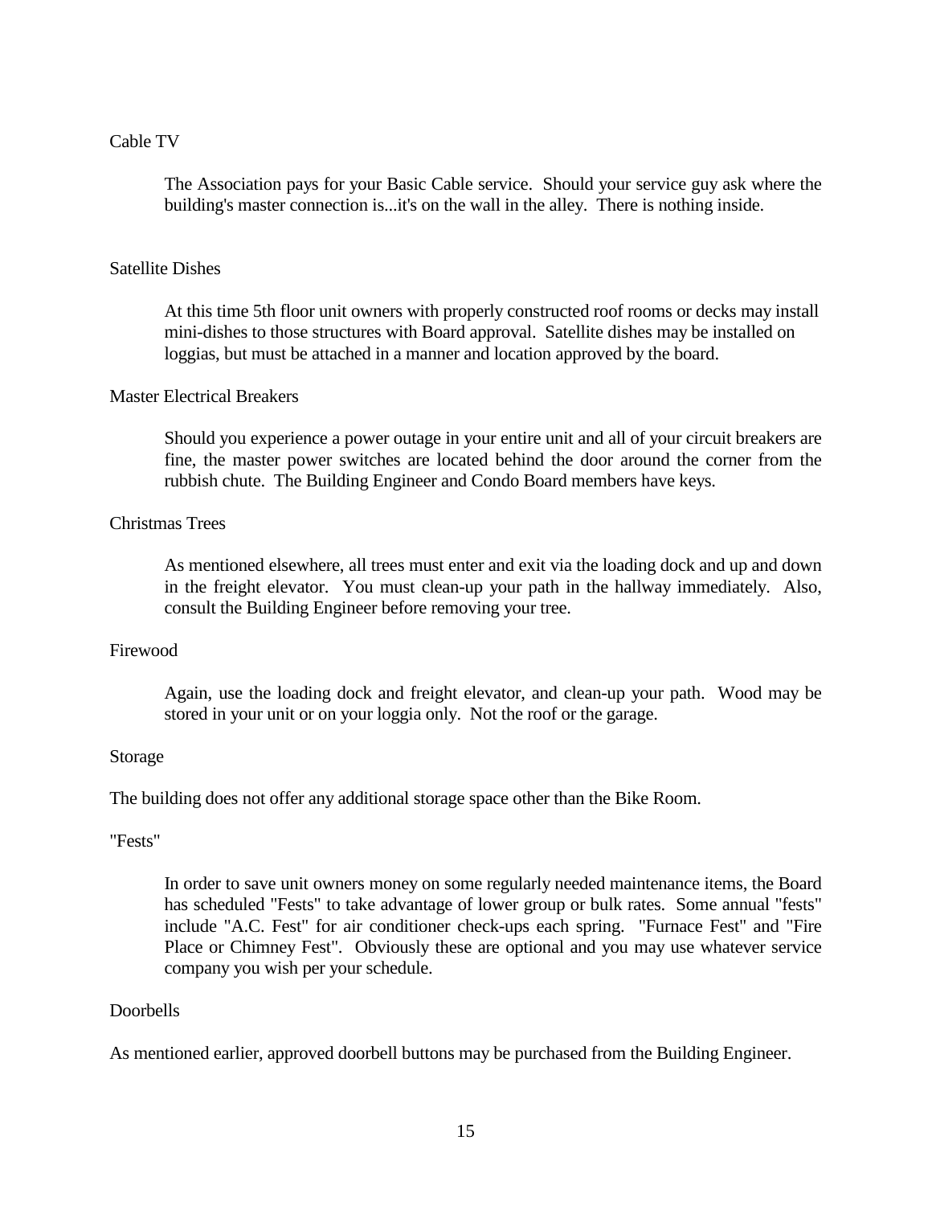## Cable TV

The Association pays for your Basic Cable service. Should your service guy ask where the building's master connection is...it's on the wall in the alley. There is nothing inside.

## Satellite Dishes

At this time 5th floor unit owners with properly constructed roof rooms or decks may install mini-dishes to those structures with Board approval. Satellite dishes may be installed on loggias, but must be attached in a manner and location approved by the board.

## Master Electrical Breakers

Should you experience a power outage in your entire unit and all of your circuit breakers are fine, the master power switches are located behind the door around the corner from the rubbish chute. The Building Engineer and Condo Board members have keys.

## Christmas Trees

As mentioned elsewhere, all trees must enter and exit via the loading dock and up and down in the freight elevator. You must clean-up your path in the hallway immediately. Also, consult the Building Engineer before removing your tree.

## Firewood

Again, use the loading dock and freight elevator, and clean-up your path. Wood may be stored in your unit or on your loggia only. Not the roof or the garage.

## Storage

The building does not offer any additional storage space other than the Bike Room.

## "Fests"

In order to save unit owners money on some regularly needed maintenance items, the Board has scheduled "Fests" to take advantage of lower group or bulk rates. Some annual "fests" include "A.C. Fest" for air conditioner check-ups each spring. "Furnace Fest" and "Fire Place or Chimney Fest". Obviously these are optional and you may use whatever service company you wish per your schedule.

## Doorbells

As mentioned earlier, approved doorbell buttons may be purchased from the Building Engineer.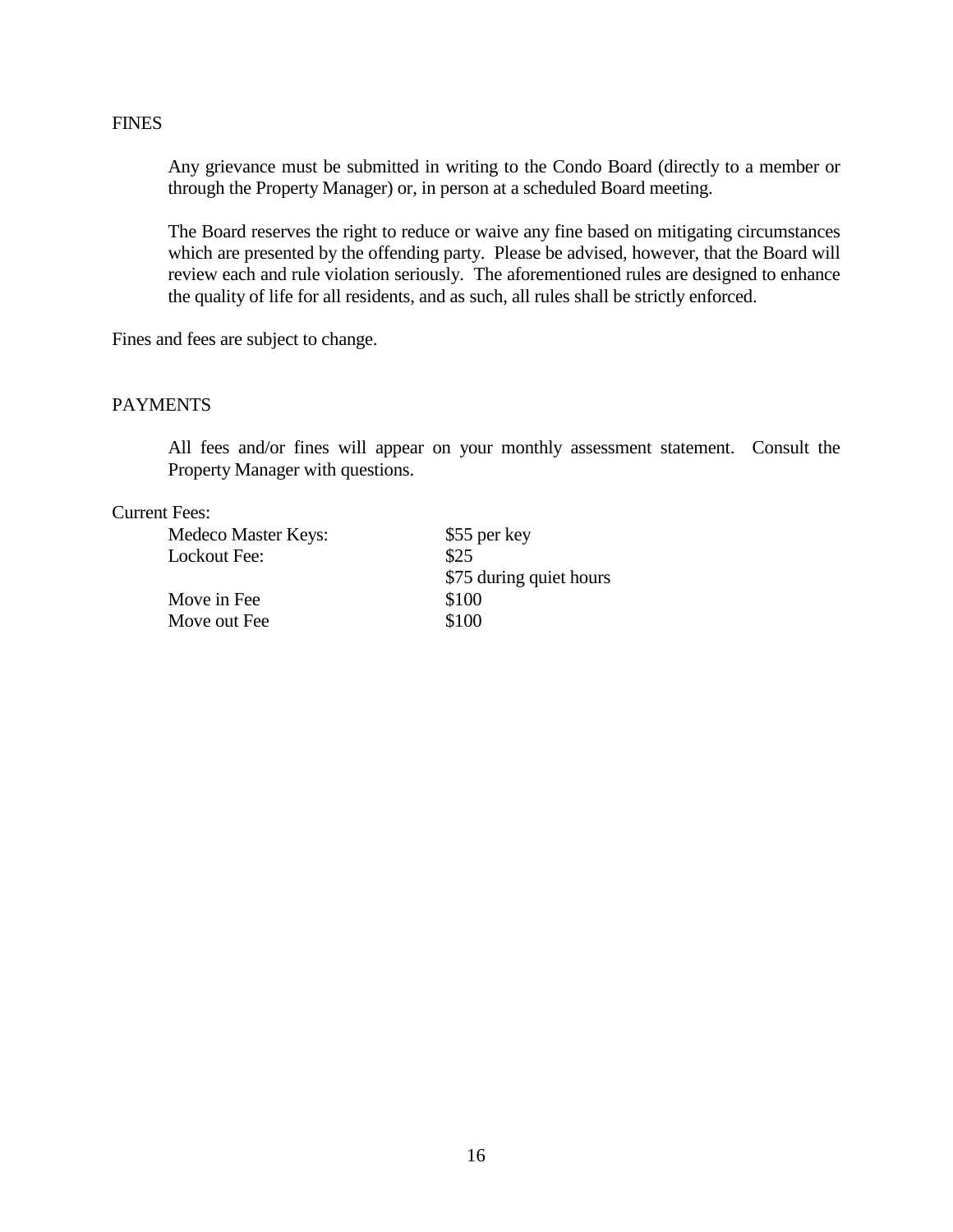## FINES

Any grievance must be submitted in writing to the Condo Board (directly to a member or through the Property Manager) or, in person at a scheduled Board meeting.

The Board reserves the right to reduce or waive any fine based on mitigating circumstances which are presented by the offending party. Please be advised, however, that the Board will review each and rule violation seriously. The aforementioned rules are designed to enhance the quality of life for all residents, and as such, all rules shall be strictly enforced.

Fines and fees are subject to change.

## PAYMENTS

All fees and/or fines will appear on your monthly assessment statement. Consult the Property Manager with questions.

Current Fees:

| | |
|---|---|
| Medeco Master Keys: | $55 per key |
| Lockout Fee: | $25 |
| | $75 during quiet hours |
| Move in Fee | $100 |
| Move out Fee | $100 |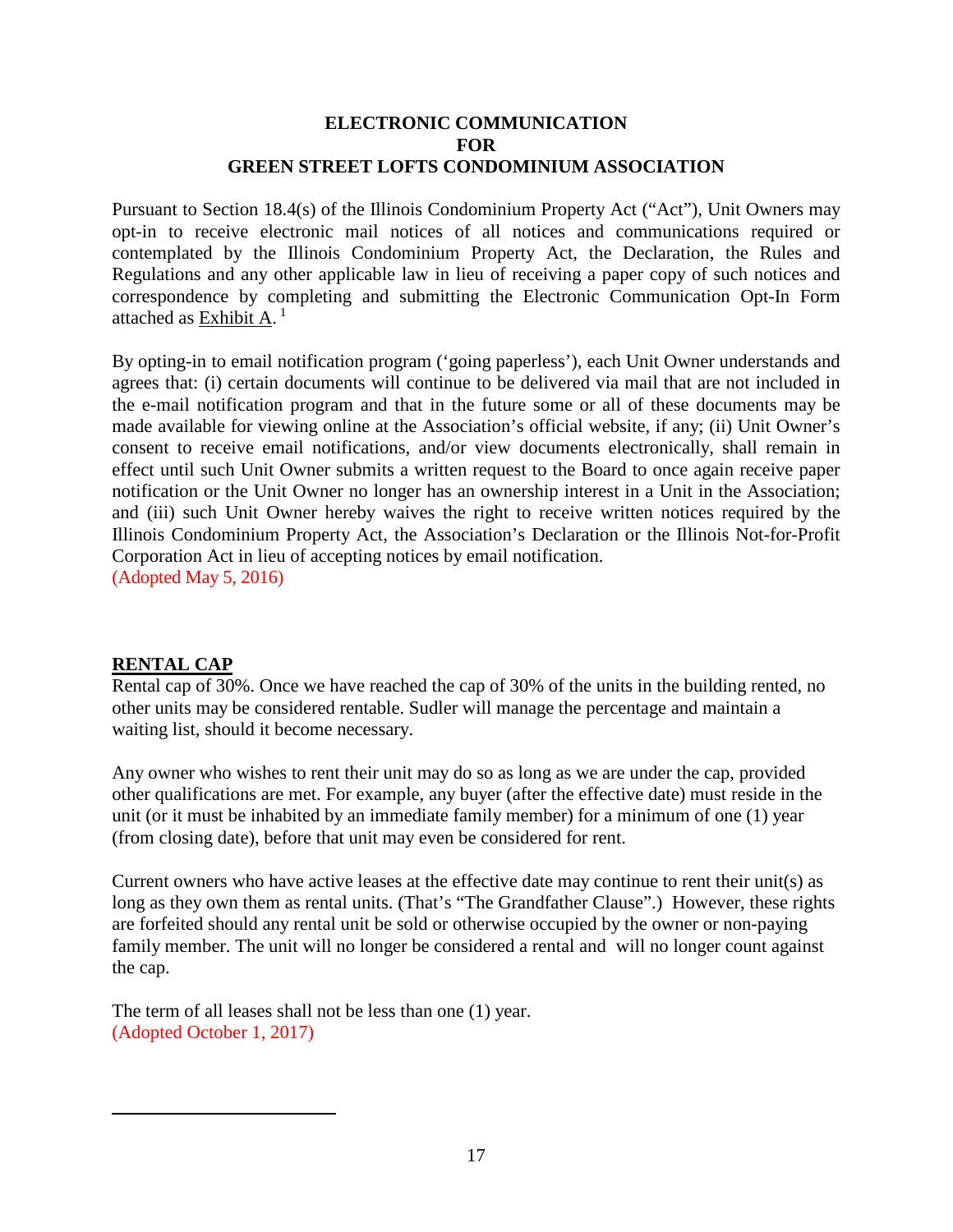**ELECTRONIC COMMUNICATION**
**FOR**
**GREEN STREET LOFTS CONDOMINIUM ASSOCIATION**

Pursuant to Section 18.4(s) of the Illinois Condominium Property Act ("Act"), Unit Owners may opt-in to receive electronic mail notices of all notices and communications required or contemplated by the Illinois Condominium Property Act, the Declaration, the Rules and Regulations and any other applicable law in lieu of receiving a paper copy of such notices and correspondence by completing and submitting the Electronic Communication Opt-In Form attached as Exhibit A.[1]

By opting-in to email notification program ('going paperless'), each Unit Owner understands and agrees that: (i) certain documents will continue to be delivered via mail that are not included in the e-mail notification program and that in the future some or all of these documents may be made available for viewing online at the Association's official website, if any; (ii) Unit Owner's consent to receive email notifications, and/or view documents electronically, shall remain in effect until such Unit Owner submits a written request to the Board to once again receive paper notification or the Unit Owner no longer has an ownership interest in a Unit in the Association; and (iii) such Unit Owner hereby waives the right to receive written notices required by the Illinois Condominium Property Act, the Association's Declaration or the Illinois Not-for-Profit Corporation Act in lieu of accepting notices by email notification.
(Adopted May 5, 2016)

**RENTAL CAP**

Rental cap of 30%. Once we have reached the cap of 30% of the units in the building rented, no other units may be considered rentable. Sudler will manage the percentage and maintain a waiting list, should it become necessary.

Any owner who wishes to rent their unit may do so as long as we are under the cap, provided other qualifications are met. For example, any buyer (after the effective date) must reside in the unit (or it must be inhabited by an immediate family member) for a minimum of one (1) year (from closing date), before that unit may even be considered for rent.

Current owners who have active leases at the effective date may continue to rent their unit(s) as long as they own them as rental units. (That's "The Grandfather Clause".) However, these rights are forfeited should any rental unit be sold or otherwise occupied by the owner or non-paying family member. The unit will no longer be considered a rental and will no longer count against the cap.

The term of all leases shall not be less than one (1) year.
(Adopted October 1, 2017)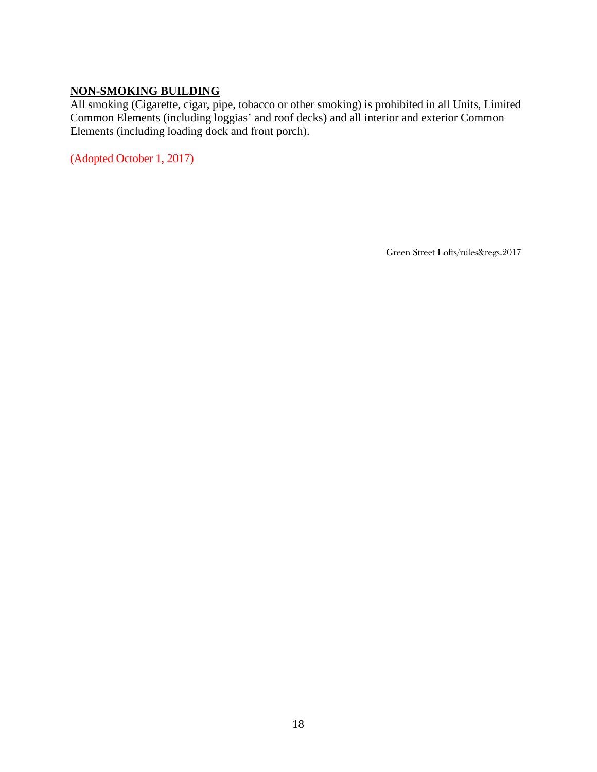## NON-SMOKING BUILDING

All smoking (Cigarette, cigar, pipe, tobacco or other smoking) is prohibited in all Units, Limited Common Elements (including loggias' and roof decks) and all interior and exterior Common Elements (including loading dock and front porch).

(Adopted October 1, 2017)

Green Street Lofts/rules&regs.2017